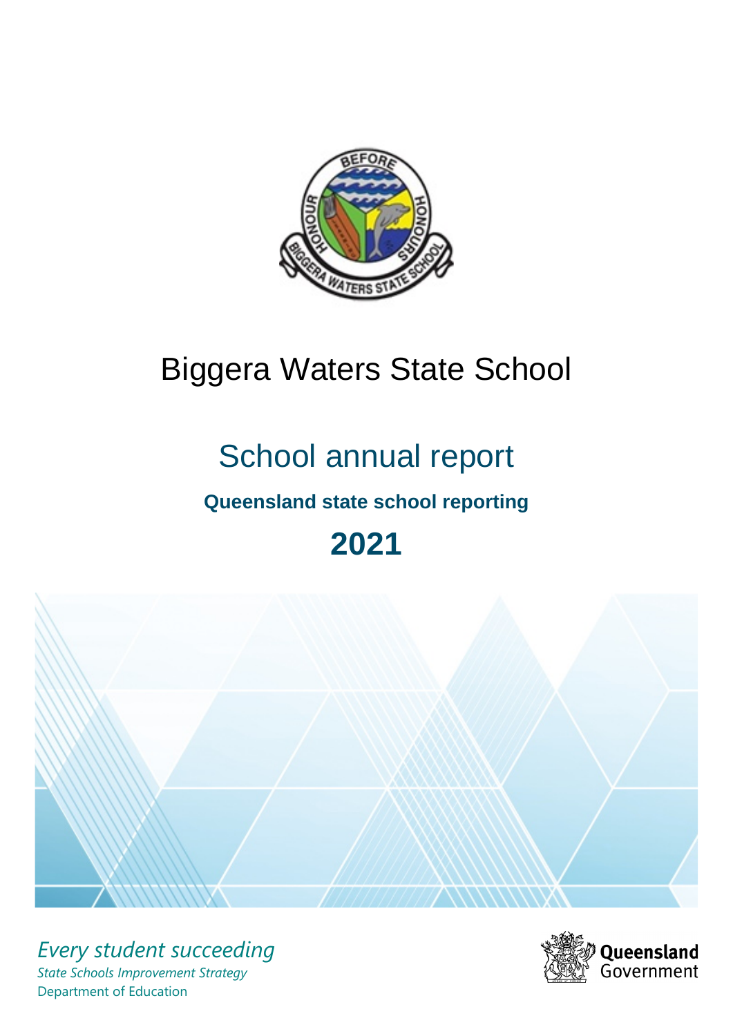# Biggera Waters State School

## School annual report

### Queensland state school reporting

## 2021

*Every student succeeding*

*State Schools Improvement Strategy*

Department of Education

Queensland Government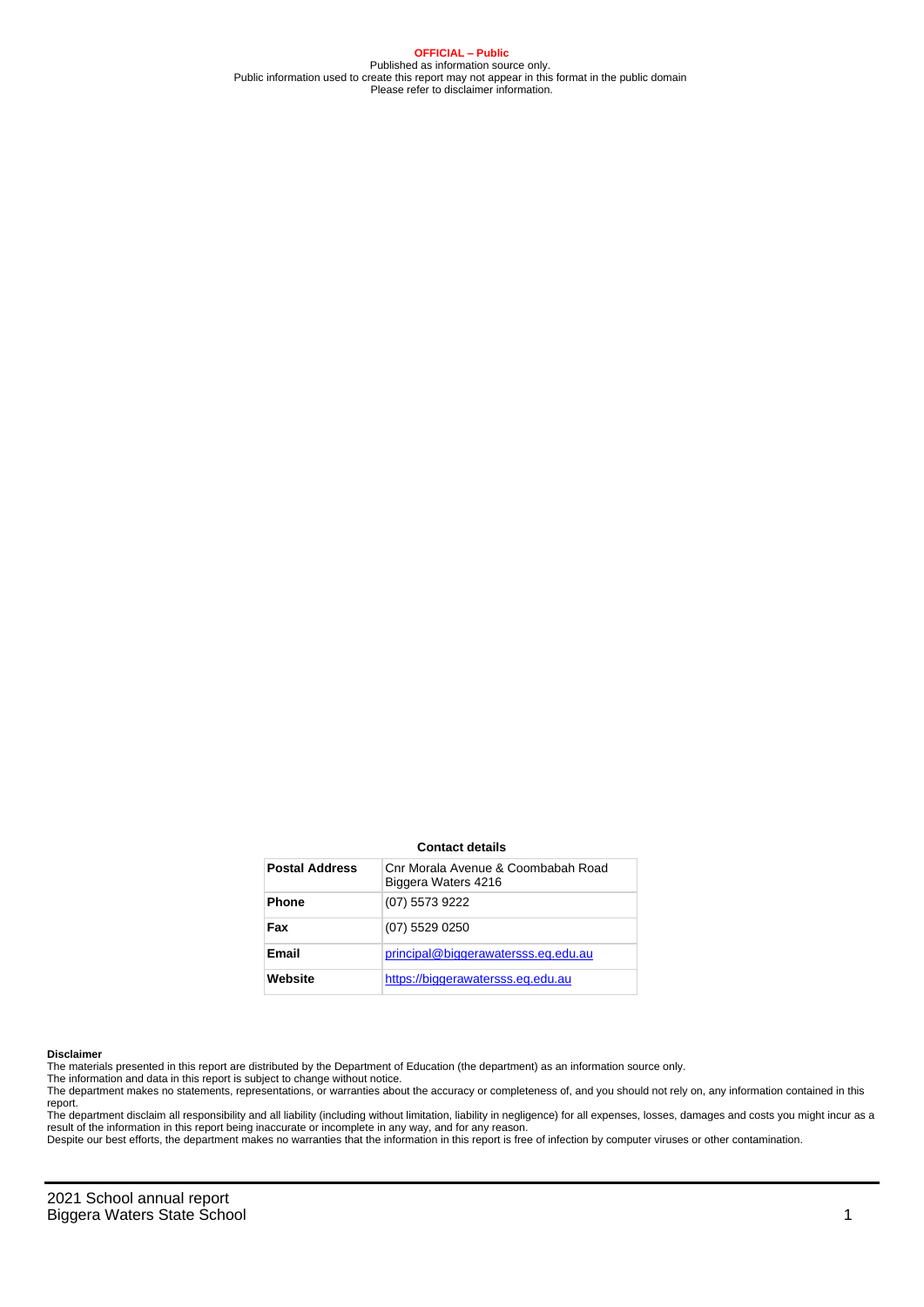**OFFICIAL – Public**
Published as information source only.
Public information used to create this report may not appear in this format in the public domain
Please refer to disclaimer information.

**Contact details**

| **Postal Address** | Cnr Morala Avenue & Coombabah Road Biggera Waters 4216 |
|---|---|
| **Phone** | (07) 5573 9222 |
| **Fax** | (07) 5529 0250 |
| **Email** | principal@biggerawatersss.eq.edu.au |
| **Website** | https://biggerawatersss.eq.edu.au |

**Disclaimer**

The materials presented in this report are distributed by the Department of Education (the department) as an information source only.

The information and data in this report is subject to change without notice.

The department makes no statements, representations, or warranties about the accuracy or completeness of, and you should not rely on, any information contained in this report.

The department disclaim all responsibility and all liability (including without limitation, liability in negligence) for all expenses, losses, damages and costs you might incur as a result of the information in this report being inaccurate or incomplete in any way, and for any reason.

Despite our best efforts, the department makes no warranties that the information in this report is free of infection by computer viruses or other contamination.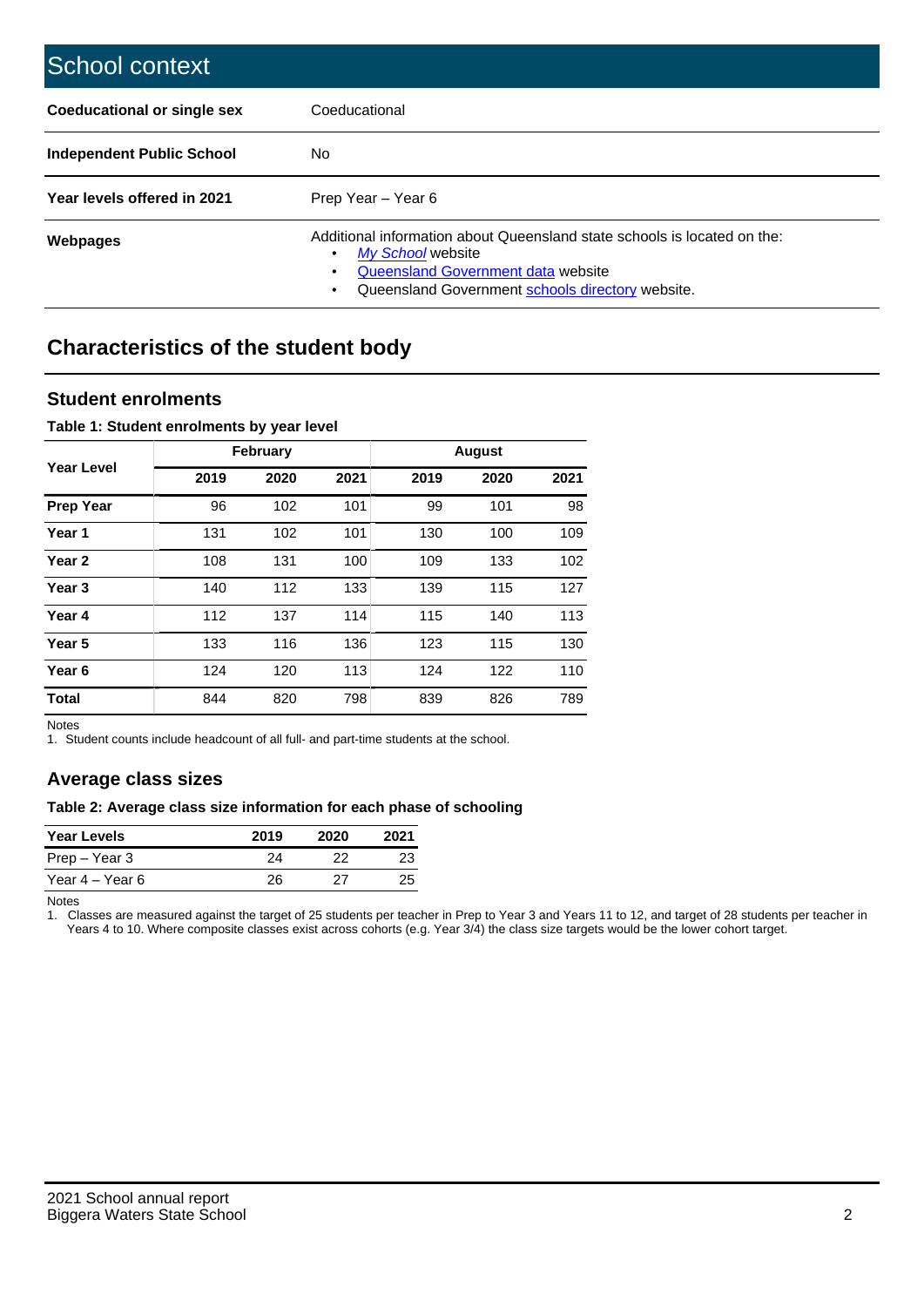# School context

| | |
|---|---|
| **Coeducational or single sex** | Coeducational |
| **Independent Public School** | No |
| **Year levels offered in 2021** | Prep Year – Year 6 |
| **Webpages** | Additional information about Queensland state schools is located on the: • *My School* website • Queensland Government data website • Queensland Government schools directory website. |

## Characteristics of the student body

### Student enrolments

**Table 1: Student enrolments by year level**

| Year Level | February | | | August | | |
|---|---|---|---|---|---|---|
| | 2019 | 2020 | 2021 | 2019 | 2020 | 2021 |
| **Prep Year** | 96 | 102 | 101 | 99 | 101 | 98 |
| **Year 1** | 131 | 102 | 101 | 130 | 100 | 109 |
| **Year 2** | 108 | 131 | 100 | 109 | 133 | 102 |
| **Year 3** | 140 | 112 | 133 | 139 | 115 | 127 |
| **Year 4** | 112 | 137 | 114 | 115 | 140 | 113 |
| **Year 5** | 133 | 116 | 136 | 123 | 115 | 130 |
| **Year 6** | 124 | 120 | 113 | 124 | 122 | 110 |
| **Total** | 844 | 820 | 798 | 839 | 826 | 789 |

Notes

1. Student counts include headcount of all full- and part-time students at the school.

### Average class sizes

**Table 2: Average class size information for each phase of schooling**

| Year Levels | 2019 | 2020 | 2021 |
|---|---|---|---|
| Prep – Year 3 | 24 | 22 | 23 |
| Year 4 – Year 6 | 26 | 27 | 25 |

Notes

1. Classes are measured against the target of 25 students per teacher in Prep to Year 3 and Years 11 to 12, and target of 28 students per teacher in Years 4 to 10. Where composite classes exist across cohorts (e.g. Year 3/4) the class size targets would be the lower cohort target.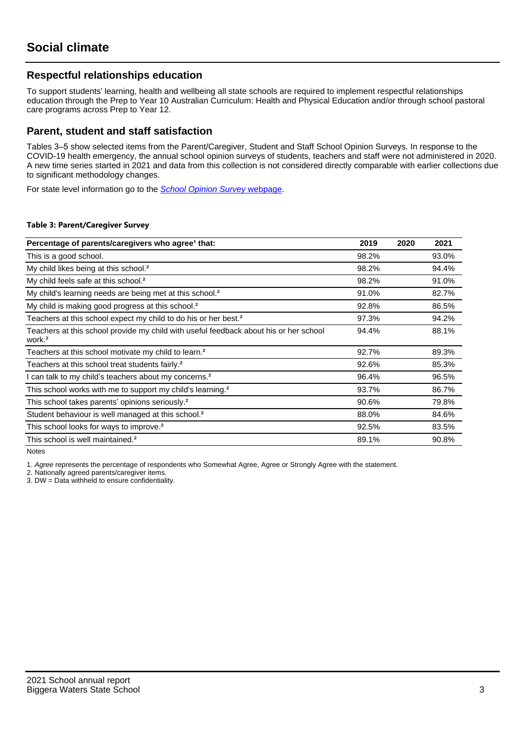# Social climate

## Respectful relationships education

To support students' learning, health and wellbeing all state schools are required to implement respectful relationships education through the Prep to Year 10 Australian Curriculum: Health and Physical Education and/or through school pastoral care programs across Prep to Year 12.

## Parent, student and staff satisfaction

Tables 3–5 show selected items from the Parent/Caregiver, Student and Staff School Opinion Surveys. In response to the COVID-19 health emergency, the annual school opinion surveys of students, teachers and staff were not administered in 2020. A new time series started in 2021 and data from this collection is not considered directly comparable with earlier collections due to significant methodology changes.

For state level information go to the *School Opinion Survey* webpage.

**Table 3: Parent/Caregiver Survey**

| Percentage of parents/caregivers who agree[1] that: | 2019 | 2020 | 2021 |
|---|---|---|---|
| This is a good school. | 98.2% | | 93.0% |
| My child likes being at this school.[2] | 98.2% | | 94.4% |
| My child feels safe at this school.[2] | 98.2% | | 91.0% |
| My child's learning needs are being met at this school.[2] | 91.0% | | 82.7% |
| My child is making good progress at this school.[2] | 92.8% | | 86.5% |
| Teachers at this school expect my child to do his or her best.[2] | 97.3% | | 94.2% |
| Teachers at this school provide my child with useful feedback about his or her school work.[2] | 94.4% | | 88.1% |
| Teachers at this school motivate my child to learn.[2] | 92.7% | | 89.3% |
| Teachers at this school treat students fairly.[2] | 92.6% | | 85.3% |
| I can talk to my child's teachers about my concerns.[2] | 96.4% | | 96.5% |
| This school works with me to support my child's learning.[2] | 93.7% | | 86.7% |
| This school takes parents' opinions seriously.[2] | 90.6% | | 79.8% |
| Student behaviour is well managed at this school.[2] | 88.0% | | 84.6% |
| This school looks for ways to improve.[2] | 92.5% | | 83.5% |
| This school is well maintained.[2] | 89.1% | | 90.8% |

Notes

1. *Agree* represents the percentage of respondents who Somewhat Agree, Agree or Strongly Agree with the statement.
2. Nationally agreed parents/caregiver items.
3. DW = Data withheld to ensure confidentiality.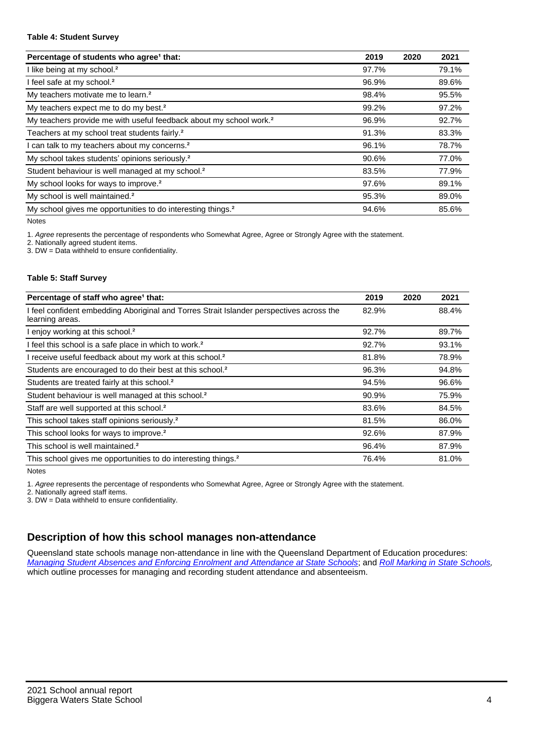#### Table 4: Student Survey

| Percentage of students who agree[1] that: | 2019 | 2020 | 2021 |
|---|---|---|---|
| I like being at my school.[2] | 97.7% | | 79.1% |
| I feel safe at my school.[2] | 96.9% | | 89.6% |
| My teachers motivate me to learn.[2] | 98.4% | | 95.5% |
| My teachers expect me to do my best.[2] | 99.2% | | 97.2% |
| My teachers provide me with useful feedback about my school work.[2] | 96.9% | | 92.7% |
| Teachers at my school treat students fairly.[2] | 91.3% | | 83.3% |
| I can talk to my teachers about my concerns.[2] | 96.1% | | 78.7% |
| My school takes students' opinions seriously.[2] | 90.6% | | 77.0% |
| Student behaviour is well managed at my school.[2] | 83.5% | | 77.9% |
| My school looks for ways to improve.[2] | 97.6% | | 89.1% |
| My school is well maintained.[2] | 95.3% | | 89.0% |
| My school gives me opportunities to do interesting things.[2] | 94.6% | | 85.6% |

Notes

1. *Agree* represents the percentage of respondents who Somewhat Agree, Agree or Strongly Agree with the statement.
2. Nationally agreed student items.
3. DW = Data withheld to ensure confidentiality.

#### Table 5: Staff Survey

| Percentage of staff who agree[1] that: | 2019 | 2020 | 2021 |
|---|---|---|---|
| I feel confident embedding Aboriginal and Torres Strait Islander perspectives across the learning areas. | 82.9% | | 88.4% |
| I enjoy working at this school.[2] | 92.7% | | 89.7% |
| I feel this school is a safe place in which to work.[2] | 92.7% | | 93.1% |
| I receive useful feedback about my work at this school.[2] | 81.8% | | 78.9% |
| Students are encouraged to do their best at this school.[2] | 96.3% | | 94.8% |
| Students are treated fairly at this school.[2] | 94.5% | | 96.6% |
| Student behaviour is well managed at this school.[2] | 90.9% | | 75.9% |
| Staff are well supported at this school.[2] | 83.6% | | 84.5% |
| This school takes staff opinions seriously.[2] | 81.5% | | 86.0% |
| This school looks for ways to improve.[2] | 92.6% | | 87.9% |
| This school is well maintained.[2] | 96.4% | | 87.9% |
| This school gives me opportunities to do interesting things.[2] | 76.4% | | 81.0% |

Notes

1. *Agree* represents the percentage of respondents who Somewhat Agree, Agree or Strongly Agree with the statement.
2. Nationally agreed staff items.
3. DW = Data withheld to ensure confidentiality.

## Description of how this school manages non-attendance

Queensland state schools manage non-attendance in line with the Queensland Department of Education procedures: *Managing Student Absences and Enforcing Enrolment and Attendance at State Schools*; and *Roll Marking in State Schools,* which outline processes for managing and recording student attendance and absenteeism.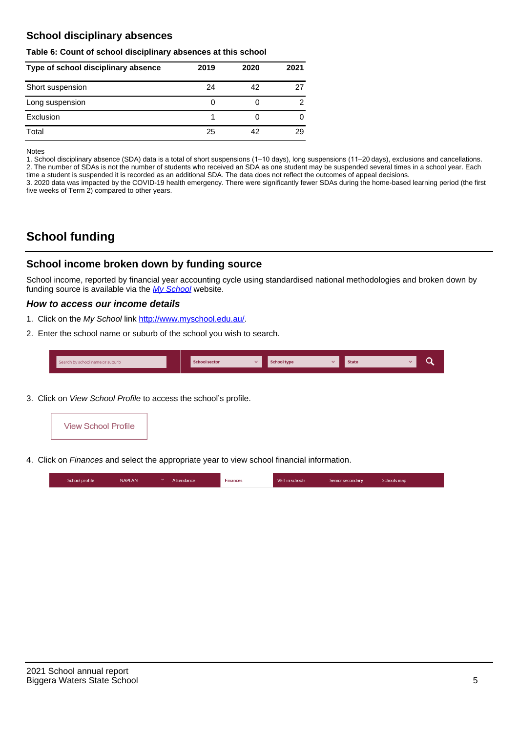## School disciplinary absences

**Table 6: Count of school disciplinary absences at this school**

| Type of school disciplinary absence | 2019 | 2020 | 2021 |
|---|---|---|---|
| Short suspension | 24 | 42 | 27 |
| Long suspension | 0 | 0 | 2 |
| Exclusion | 1 | 0 | 0 |
| Total | 25 | 42 | 29 |

Notes

1. School disciplinary absence (SDA) data is a total of short suspensions (1–10 days), long suspensions (11–20 days), exclusions and cancellations.
2. The number of SDAs is not the number of students who received an SDA as one student may be suspended several times in a school year. Each time a student is suspended it is recorded as an additional SDA. The data does not reflect the outcomes of appeal decisions.
3. 2020 data was impacted by the COVID-19 health emergency. There were significantly fewer SDAs during the home-based learning period (the first five weeks of Term 2) compared to other years.

# School funding

## School income broken down by funding source

School income, reported by financial year accounting cycle using standardised national methodologies and broken down by funding source is available via the *My School* website.

### *How to access our income details*

1. Click on the *My School* link http://www.myschool.edu.au/.
2. Enter the school name or suburb of the school you wish to search.

Search by school name or suburb | School sector | School type | State

3. Click on *View School Profile* to access the school's profile.

View School Profile

4. Click on *Finances* and select the appropriate year to view school financial information.

School profile | NAPLAN | Attendance | Finances | VET in schools | Senior secondary | Schools map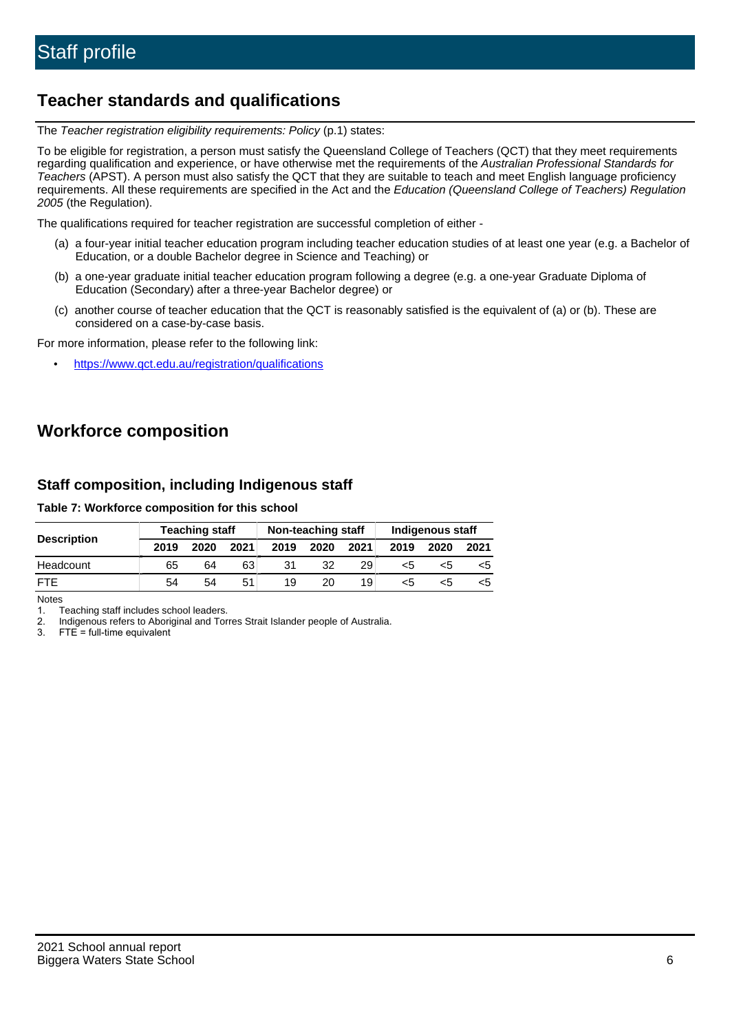# Staff profile

## Teacher standards and qualifications

The *Teacher registration eligibility requirements: Policy* (p.1) states:

To be eligible for registration, a person must satisfy the Queensland College of Teachers (QCT) that they meet requirements regarding qualification and experience, or have otherwise met the requirements of the *Australian Professional Standards for Teachers* (APST). A person must also satisfy the QCT that they are suitable to teach and meet English language proficiency requirements. All these requirements are specified in the Act and the *Education (Queensland College of Teachers) Regulation 2005* (the Regulation).

The qualifications required for teacher registration are successful completion of either -

(a) a four-year initial teacher education program including teacher education studies of at least one year (e.g. a Bachelor of Education, or a double Bachelor degree in Science and Teaching) or

(b) a one-year graduate initial teacher education program following a degree (e.g. a one-year Graduate Diploma of Education (Secondary) after a three-year Bachelor degree) or

(c) another course of teacher education that the QCT is reasonably satisfied is the equivalent of (a) or (b). These are considered on a case-by-case basis.

For more information, please refer to the following link:

- https://www.qct.edu.au/registration/qualifications

## Workforce composition

### Staff composition, including Indigenous staff

**Table 7: Workforce composition for this school**

| Description | Teaching staff | | | Non-teaching staff | | | Indigenous staff | | |
|---|---|---|---|---|---|---|---|---|---|
| | 2019 | 2020 | 2021 | 2019 | 2020 | 2021 | 2019 | 2020 | 2021 |
| Headcount | 65 | 64 | 63 | 31 | 32 | 29 | <5 | <5 | <5 |
| FTE | 54 | 54 | 51 | 19 | 20 | 19 | <5 | <5 | <5 |

Notes

1. Teaching staff includes school leaders.
2. Indigenous refers to Aboriginal and Torres Strait Islander people of Australia.
3. FTE = full-time equivalent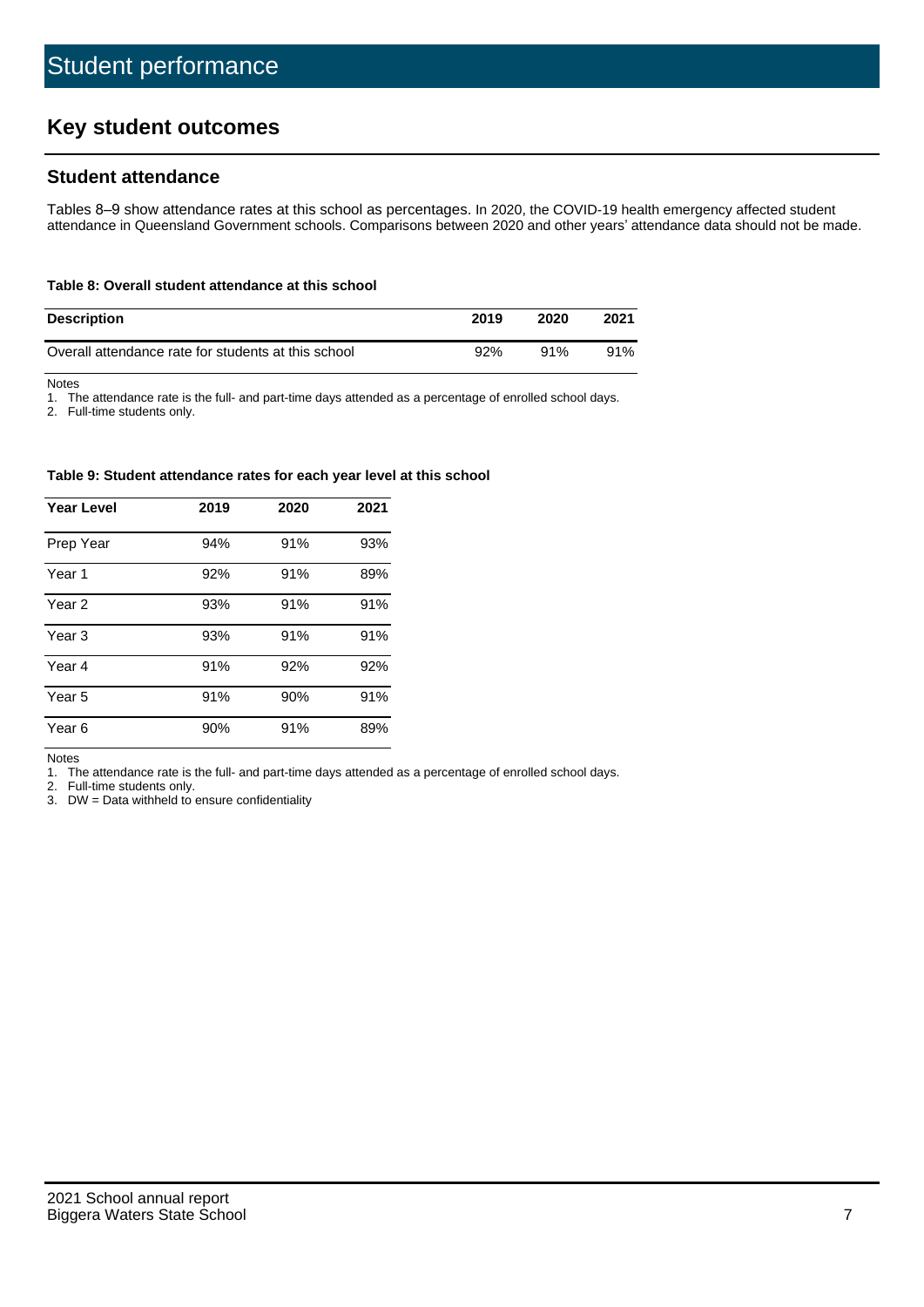# Student performance

## Key student outcomes

### Student attendance

Tables 8–9 show attendance rates at this school as percentages. In 2020, the COVID-19 health emergency affected student attendance in Queensland Government schools. Comparisons between 2020 and other years' attendance data should not be made.

**Table 8: Overall student attendance at this school**

| Description | 2019 | 2020 | 2021 |
| --- | --- | --- | --- |
| Overall attendance rate for students at this school | 92% | 91% | 91% |

Notes

1. The attendance rate is the full- and part-time days attended as a percentage of enrolled school days.
2. Full-time students only.

**Table 9: Student attendance rates for each year level at this school**

| Year Level | 2019 | 2020 | 2021 |
| --- | --- | --- | --- |
| Prep Year | 94% | 91% | 93% |
| Year 1 | 92% | 91% | 89% |
| Year 2 | 93% | 91% | 91% |
| Year 3 | 93% | 91% | 91% |
| Year 4 | 91% | 92% | 92% |
| Year 5 | 91% | 90% | 91% |
| Year 6 | 90% | 91% | 89% |

Notes

1. The attendance rate is the full- and part-time days attended as a percentage of enrolled school days.
2. Full-time students only.
3. DW = Data withheld to ensure confidentiality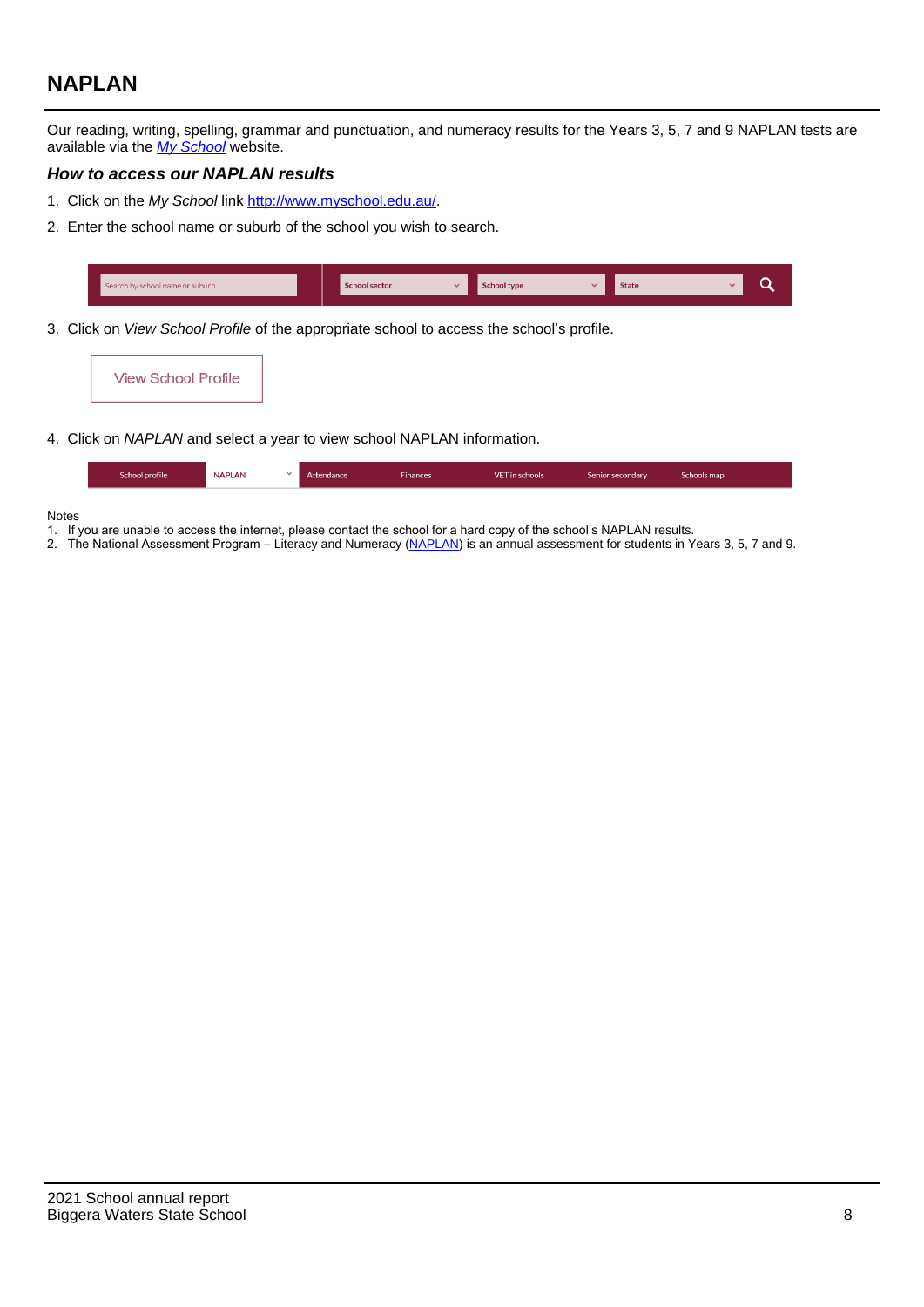## NAPLAN

Our reading, writing, spelling, grammar and punctuation, and numeracy results for the Years 3, 5, 7 and 9 NAPLAN tests are available via the [*My School*](http://www.myschool.edu.au/) website.

### *How to access our NAPLAN results*

1. Click on the *My School* link [http://www.myschool.edu.au/](http://www.myschool.edu.au/).
2. Enter the school name or suburb of the school you wish to search.

Search by school name or suburb | School sector | School type | State

3. Click on *View School Profile* of the appropriate school to access the school's profile.

View School Profile

4. Click on *NAPLAN* and select a year to view school NAPLAN information.

School profile | NAPLAN | Attendance | Finances | VET in schools | Senior secondary | Schools map

Notes

1. If you are unable to access the internet, please contact the school for a hard copy of the school's NAPLAN results.
2. The National Assessment Program – Literacy and Numeracy (NAPLAN) is an annual assessment for students in Years 3, 5, 7 and 9.